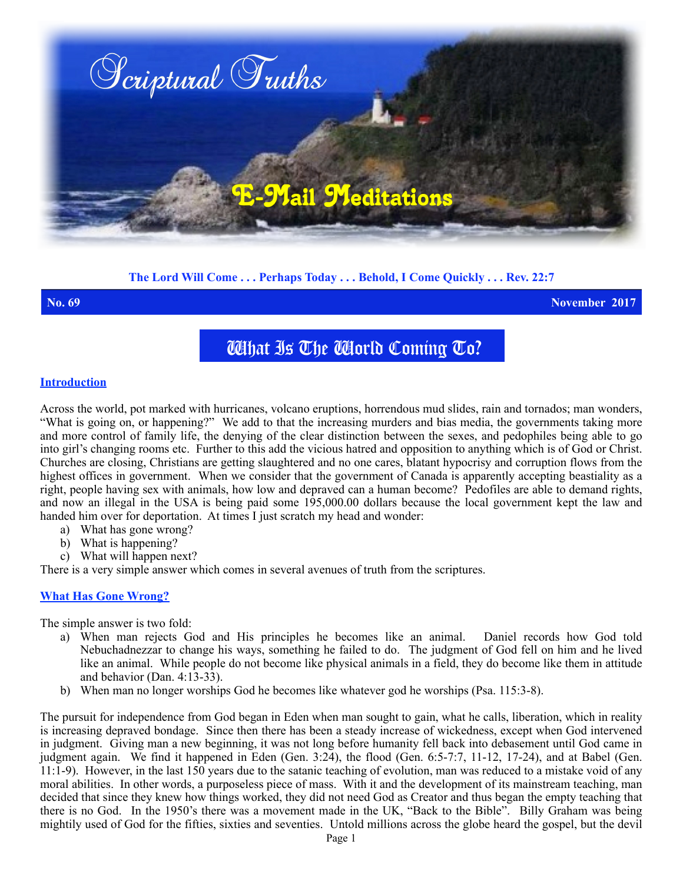# Scriptural Truths

## E-Mail Meditations

**The Lord Will Come . . . Perhaps Today . . . Behold, I Come Quickly . . . Rev. 22:7**

**No. 69** **November 2017**

# What Is The World Coming To?

## Introduction

Across the world, pot marked with hurricanes, volcano eruptions, horrendous mud slides, rain and tornados; man wonders, "What is going on, or happening?" We add to that the increasing murders and bias media, the governments taking more and more control of family life, the denying of the clear distinction between the sexes, and pedophiles being able to go into girl's changing rooms etc. Further to this add the vicious hatred and opposition to anything which is of God or Christ. Churches are closing, Christians are getting slaughtered and no one cares, blatant hypocrisy and corruption flows from the highest offices in government. When we consider that the government of Canada is apparently accepting beastiality as a right, people having sex with animals, how low and depraved can a human become? Pedofiles are able to demand rights, and now an illegal in the USA is being paid some 195,000.00 dollars because the local government kept the law and handed him over for deportation. At times I just scratch my head and wonder:

a) What has gone wrong?
b) What is happening?
c) What will happen next?

There is a very simple answer which comes in several avenues of truth from the scriptures.

## What Has Gone Wrong?

The simple answer is two fold:

a) When man rejects God and His principles he becomes like an animal. Daniel records how God told Nebuchadnezzar to change his ways, something he failed to do. The judgment of God fell on him and he lived like an animal. While people do not become like physical animals in a field, they do become like them in attitude and behavior (Dan. 4:13-33).
b) When man no longer worships God he becomes like whatever god he worships (Psa. 115:3-8).

The pursuit for independence from God began in Eden when man sought to gain, what he calls, liberation, which in reality is increasing depraved bondage. Since then there has been a steady increase of wickedness, except when God intervened in judgment. Giving man a new beginning, it was not long before humanity fell back into debasement until God came in judgment again. We find it happened in Eden (Gen. 3:24), the flood (Gen. 6:5-7:7, 11-12, 17-24), and at Babel (Gen. 11:1-9). However, in the last 150 years due to the satanic teaching of evolution, man was reduced to a mistake void of any moral abilities. In other words, a purposeless piece of mass. With it and the development of its mainstream teaching, man decided that since they knew how things worked, they did not need God as Creator and thus began the empty teaching that there is no God. In the 1950's there was a movement made in the UK, "Back to the Bible". Billy Graham was being mightily used of God for the fifties, sixties and seventies. Untold millions across the globe heard the gospel, but the devil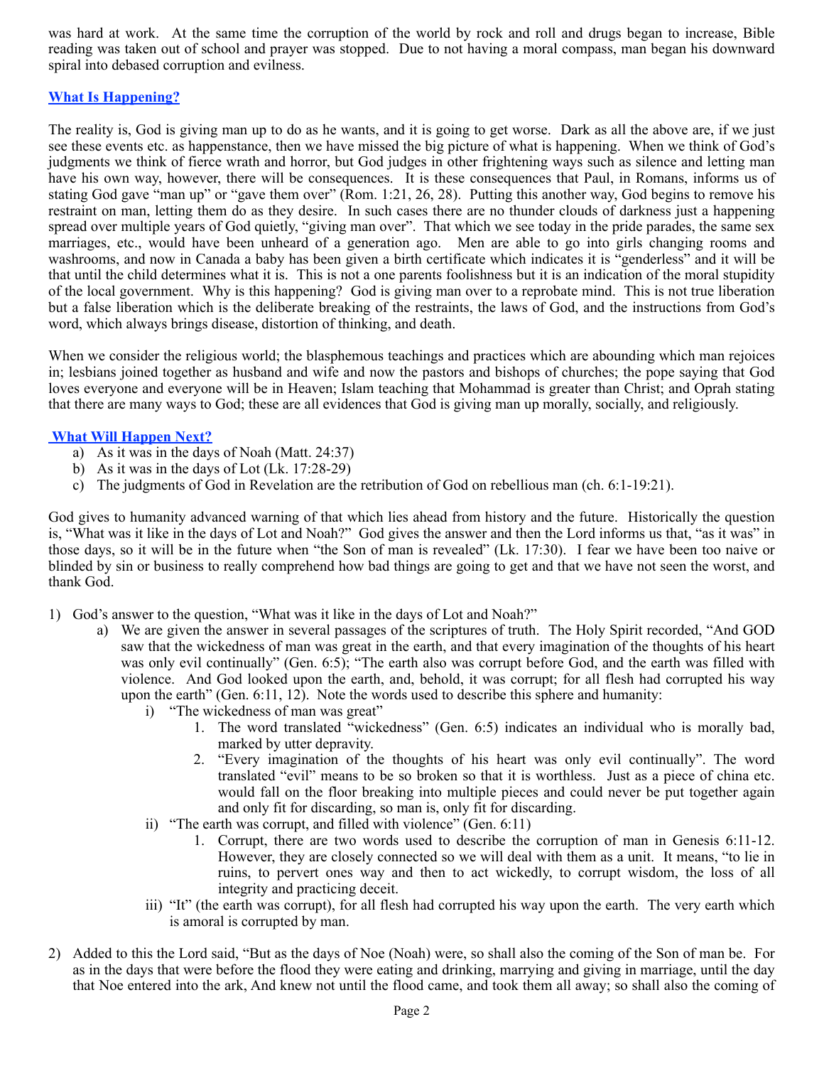was hard at work. At the same time the corruption of the world by rock and roll and drugs began to increase, Bible reading was taken out of school and prayer was stopped. Due to not having a moral compass, man began his downward spiral into debased corruption and evilness.

## What Is Happening?

The reality is, God is giving man up to do as he wants, and it is going to get worse. Dark as all the above are, if we just see these events etc. as happenstance, then we have missed the big picture of what is happening. When we think of God's judgments we think of fierce wrath and horror, but God judges in other frightening ways such as silence and letting man have his own way, however, there will be consequences. It is these consequences that Paul, in Romans, informs us of stating God gave "man up" or "gave them over" (Rom. 1:21, 26, 28). Putting this another way, God begins to remove his restraint on man, letting them do as they desire. In such cases there are no thunder clouds of darkness just a happening spread over multiple years of God quietly, "giving man over". That which we see today in the pride parades, the same sex marriages, etc., would have been unheard of a generation ago. Men are able to go into girls changing rooms and washrooms, and now in Canada a baby has been given a birth certificate which indicates it is "genderless" and it will be that until the child determines what it is. This is not a one parents foolishness but it is an indication of the moral stupidity of the local government. Why is this happening? God is giving man over to a reprobate mind. This is not true liberation but a false liberation which is the deliberate breaking of the restraints, the laws of God, and the instructions from God's word, which always brings disease, distortion of thinking, and death.

When we consider the religious world; the blasphemous teachings and practices which are abounding which man rejoices in; lesbians joined together as husband and wife and now the pastors and bishops of churches; the pope saying that God loves everyone and everyone will be in Heaven; Islam teaching that Mohammad is greater than Christ; and Oprah stating that there are many ways to God; these are all evidences that God is giving man up morally, socially, and religiously.

## What Will Happen Next?

a) As it was in the days of Noah (Matt. 24:37)
b) As it was in the days of Lot (Lk. 17:28-29)
c) The judgments of God in Revelation are the retribution of God on rebellious man (ch. 6:1-19:21).

God gives to humanity advanced warning of that which lies ahead from history and the future. Historically the question is, "What was it like in the days of Lot and Noah?" God gives the answer and then the Lord informs us that, "as it was" in those days, so it will be in the future when "the Son of man is revealed" (Lk. 17:30). I fear we have been too naive or blinded by sin or business to really comprehend how bad things are going to get and that we have not seen the worst, and thank God.

1) God's answer to the question, "What was it like in the days of Lot and Noah?"
   a) We are given the answer in several passages of the scriptures of truth. The Holy Spirit recorded, "And GOD saw that the wickedness of man was great in the earth, and that every imagination of the thoughts of his heart was only evil continually" (Gen. 6:5); "The earth also was corrupt before God, and the earth was filled with violence. And God looked upon the earth, and, behold, it was corrupt; for all flesh had corrupted his way upon the earth" (Gen. 6:11, 12). Note the words used to describe this sphere and humanity:
      i) "The wickedness of man was great"
         1. The word translated "wickedness" (Gen. 6:5) indicates an individual who is morally bad, marked by utter depravity.
         2. "Every imagination of the thoughts of his heart was only evil continually". The word translated "evil" means to be so broken so that it is worthless. Just as a piece of china etc. would fall on the floor breaking into multiple pieces and could never be put together again and only fit for discarding, so man is, only fit for discarding.
      ii) "The earth was corrupt, and filled with violence" (Gen. 6:11)
         1. Corrupt, there are two words used to describe the corruption of man in Genesis 6:11-12. However, they are closely connected so we will deal with them as a unit. It means, "to lie in ruins, to pervert ones way and then to act wickedly, to corrupt wisdom, the loss of all integrity and practicing deceit.
      iii) "It" (the earth was corrupt), for all flesh had corrupted his way upon the earth. The very earth which is amoral is corrupted by man.

2) Added to this the Lord said, "But as the days of Noe (Noah) were, so shall also the coming of the Son of man be. For as in the days that were before the flood they were eating and drinking, marrying and giving in marriage, until the day that Noe entered into the ark, And knew not until the flood came, and took them all away; so shall also the coming of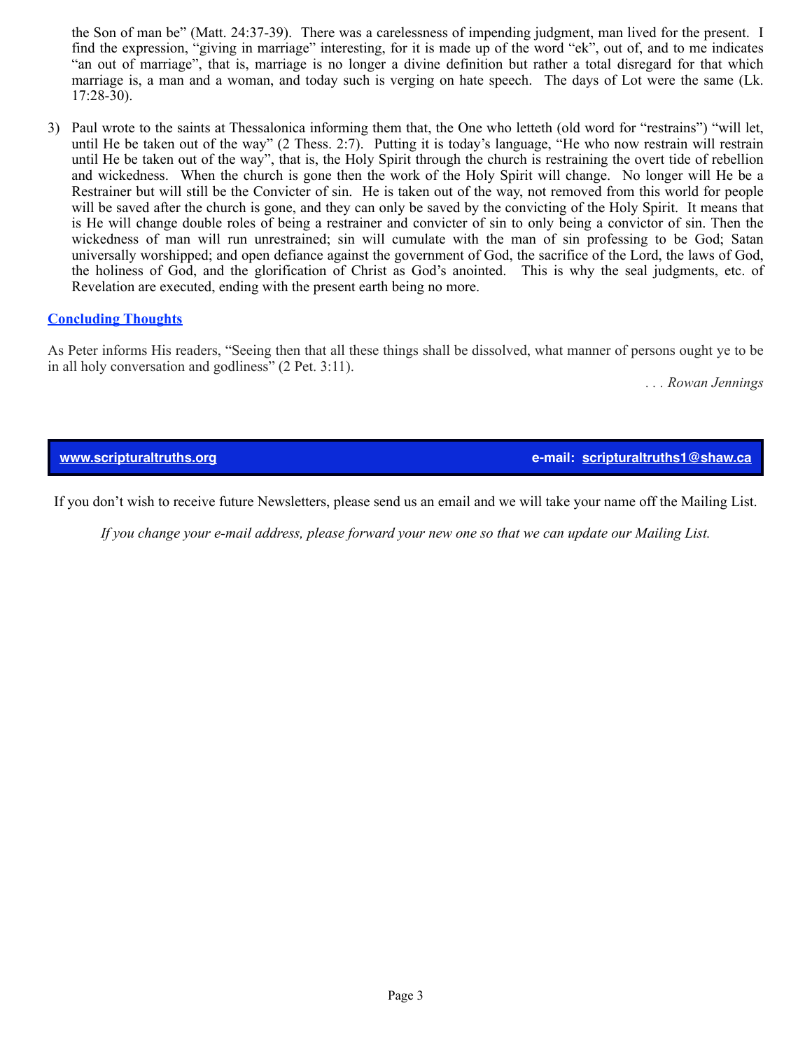the Son of man be" (Matt. 24:37-39). There was a carelessness of impending judgment, man lived for the present. I find the expression, "giving in marriage" interesting, for it is made up of the word "ek", out of, and to me indicates "an out of marriage", that is, marriage is no longer a divine definition but rather a total disregard for that which marriage is, a man and a woman, and today such is verging on hate speech. The days of Lot were the same (Lk. 17:28-30).

3) Paul wrote to the saints at Thessalonica informing them that, the One who letteth (old word for "restrains") "will let, until He be taken out of the way" (2 Thess. 2:7). Putting it is today's language, "He who now restrain will restrain until He be taken out of the way", that is, the Holy Spirit through the church is restraining the overt tide of rebellion and wickedness. When the church is gone then the work of the Holy Spirit will change. No longer will He be a Restrainer but will still be the Convicter of sin. He is taken out of the way, not removed from this world for people will be saved after the church is gone, and they can only be saved by the convicting of the Holy Spirit. It means that is He will change double roles of being a restrainer and convicter of sin to only being a convictor of sin. Then the wickedness of man will run unrestrained; sin will cumulate with the man of sin professing to be God; Satan universally worshipped; and open defiance against the government of God, the sacrifice of the Lord, the laws of God, the holiness of God, and the glorification of Christ as God's anointed. This is why the seal judgments, etc. of Revelation are executed, ending with the present earth being no more.

## Concluding Thoughts

As Peter informs His readers, "Seeing then that all these things shall be dissolved, what manner of persons ought ye to be in all holy conversation and godliness" (2 Pet. 3:11).

*. . . Rowan Jennings*

**www.scripturaltruths.org** **e-mail: scripturaltruths1@shaw.ca**

If you don't wish to receive future Newsletters, please send us an email and we will take your name off the Mailing List.

*If you change your e-mail address, please forward your new one so that we can update our Mailing List.*